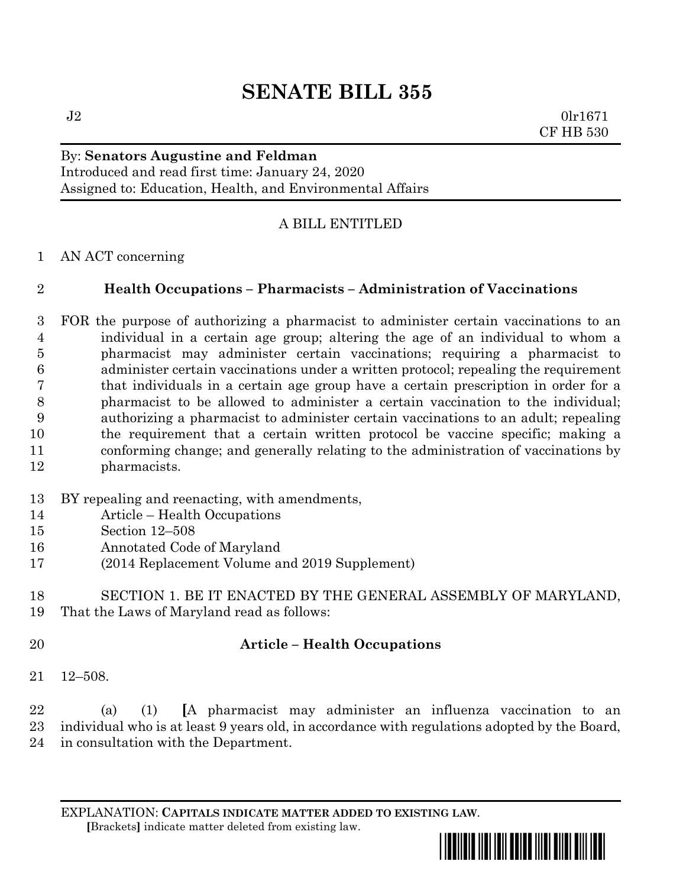# SENATE BILL 355

J2 0lr1671
CF HB 530

By: **Senators Augustine and Feldman**
Introduced and read first time: January 24, 2020
Assigned to: Education, Health, and Environmental Affairs

A BILL ENTITLED

1 AN ACT concerning

2 **Health Occupations – Pharmacists – Administration of Vaccinations**

3 FOR the purpose of authorizing a pharmacist to administer certain vaccinations to an
4 individual in a certain age group; altering the age of an individual to whom a
5 pharmacist may administer certain vaccinations; requiring a pharmacist to
6 administer certain vaccinations under a written protocol; repealing the requirement
7 that individuals in a certain age group have a certain prescription in order for a
8 pharmacist to be allowed to administer a certain vaccination to the individual;
9 authorizing a pharmacist to administer certain vaccinations to an adult; repealing
10 the requirement that a certain written protocol be vaccine specific; making a
11 conforming change; and generally relating to the administration of vaccinations by
12 pharmacists.

13 BY repealing and reenacting, with amendments,
14 Article – Health Occupations
15 Section 12–508
16 Annotated Code of Maryland
17 (2014 Replacement Volume and 2019 Supplement)

18 SECTION 1. BE IT ENACTED BY THE GENERAL ASSEMBLY OF MARYLAND,
19 That the Laws of Maryland read as follows:

20 **Article – Health Occupations**

21 12–508.

22 (a) (1) **[**A pharmacist may administer an influenza vaccination to an
23 individual who is at least 9 years old, in accordance with regulations adopted by the Board,
24 in consultation with the Department.

EXPLANATION: **CAPITALS INDICATE MATTER ADDED TO EXISTING LAW**.
**[**Brackets**]** indicate matter deleted from existing law.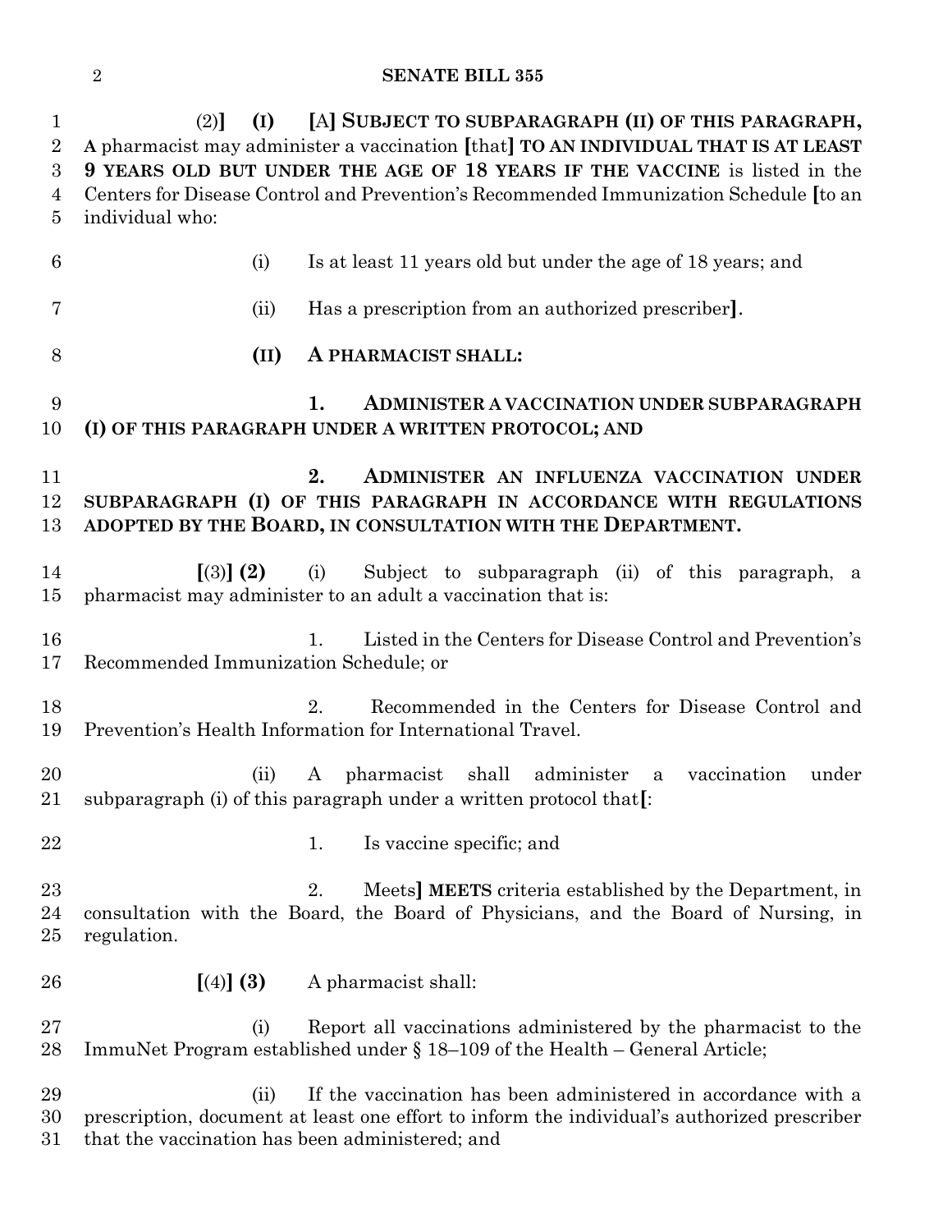(2)] **(I)** [A] **SUBJECT TO SUBPARAGRAPH (II) OF THIS PARAGRAPH, A** pharmacist may administer a vaccination [that] **TO AN INDIVIDUAL THAT IS AT LEAST 9 YEARS OLD BUT UNDER THE AGE OF 18 YEARS IF THE VACCINE** is listed in the Centers for Disease Control and Prevention's Recommended Immunization Schedule [to an individual who:

(i) Is at least 11 years old but under the age of 18 years; and

(ii) Has a prescription from an authorized prescriber].

**(II) A PHARMACIST SHALL:**

**1. ADMINISTER A VACCINATION UNDER SUBPARAGRAPH (I) OF THIS PARAGRAPH UNDER A WRITTEN PROTOCOL; AND**

**2. ADMINISTER AN INFLUENZA VACCINATION UNDER SUBPARAGRAPH (I) OF THIS PARAGRAPH IN ACCORDANCE WITH REGULATIONS ADOPTED BY THE BOARD, IN CONSULTATION WITH THE DEPARTMENT.**

[(3)] **(2)** (i) Subject to subparagraph (ii) of this paragraph, a pharmacist may administer to an adult a vaccination that is:

1. Listed in the Centers for Disease Control and Prevention's Recommended Immunization Schedule; or

2. Recommended in the Centers for Disease Control and Prevention's Health Information for International Travel.

(ii) A pharmacist shall administer a vaccination under subparagraph (i) of this paragraph under a written protocol that[:

1. Is vaccine specific; and

2. Meets] **MEETS** criteria established by the Department, in consultation with the Board, the Board of Physicians, and the Board of Nursing, in regulation.

[(4)] **(3)** A pharmacist shall:

(i) Report all vaccinations administered by the pharmacist to the ImmuNet Program established under § 18–109 of the Health – General Article;

(ii) If the vaccination has been administered in accordance with a prescription, document at least one effort to inform the individual's authorized prescriber that the vaccination has been administered; and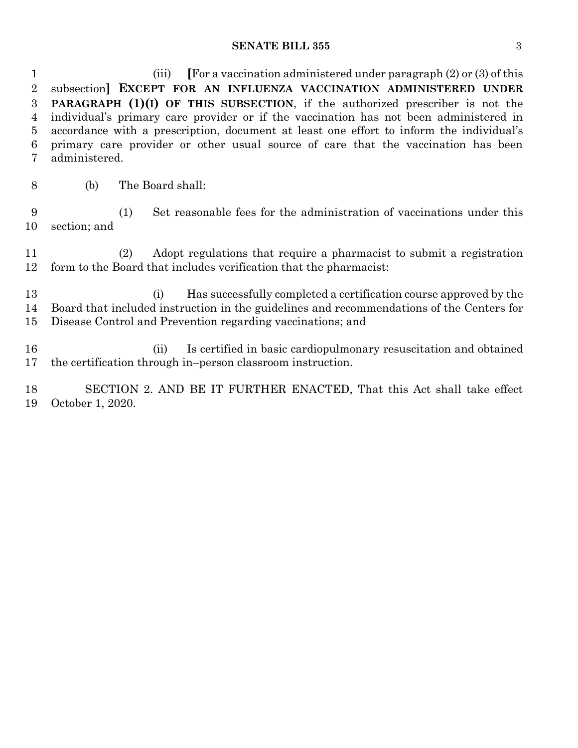(iii) [For a vaccination administered under paragraph (2) or (3) of this subsection] **EXCEPT FOR AN INFLUENZA VACCINATION ADMINISTERED UNDER PARAGRAPH (1)(I) OF THIS SUBSECTION**, if the authorized prescriber is not the individual's primary care provider or if the vaccination has not been administered in accordance with a prescription, document at least one effort to inform the individual's primary care provider or other usual source of care that the vaccination has been administered.

(b) The Board shall:

(1) Set reasonable fees for the administration of vaccinations under this section; and

(2) Adopt regulations that require a pharmacist to submit a registration form to the Board that includes verification that the pharmacist:

(i) Has successfully completed a certification course approved by the Board that included instruction in the guidelines and recommendations of the Centers for Disease Control and Prevention regarding vaccinations; and

(ii) Is certified in basic cardiopulmonary resuscitation and obtained the certification through in–person classroom instruction.

SECTION 2. AND BE IT FURTHER ENACTED, That this Act shall take effect October 1, 2020.